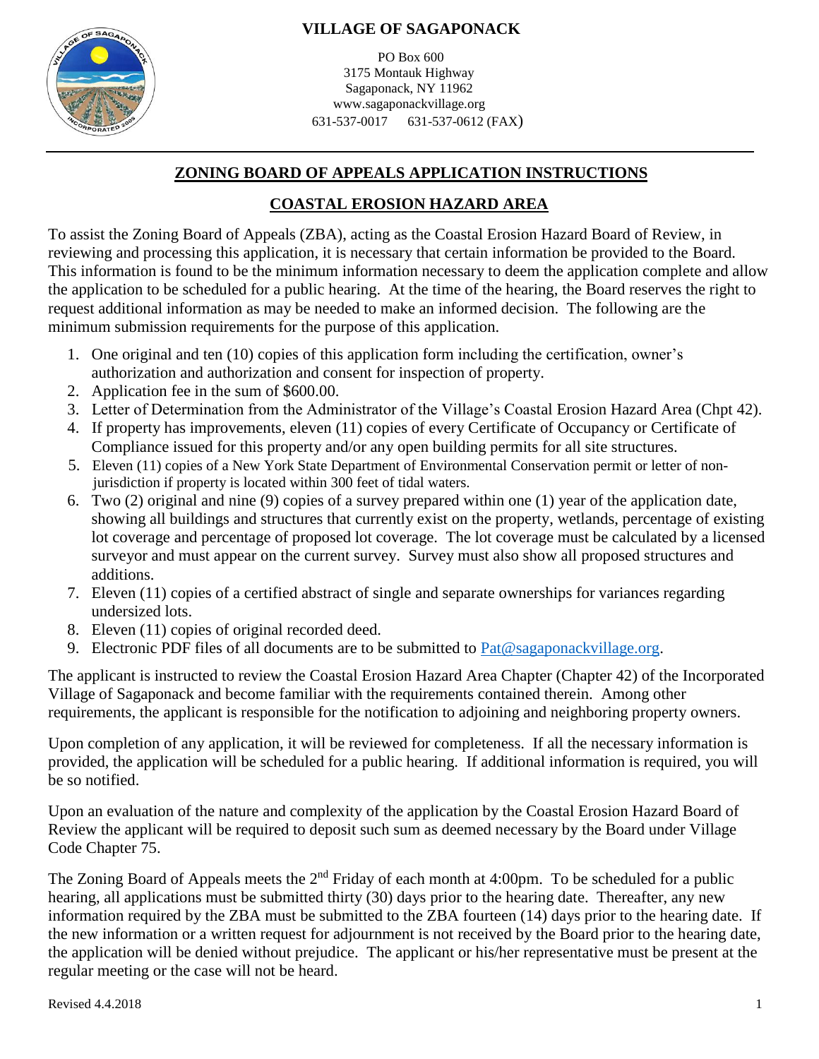# VILLAGE OF SAGAPONACK

PO Box 600
3175 Montauk Highway
Sagaponack, NY 11962
www.sagaponackvillage.org
631-537-0017 631-537-0612 (FAX)

## ZONING BOARD OF APPEALS APPLICATION INSTRUCTIONS

## COASTAL EROSION HAZARD AREA

To assist the Zoning Board of Appeals (ZBA), acting as the Coastal Erosion Hazard Board of Review, in reviewing and processing this application, it is necessary that certain information be provided to the Board. This information is found to be the minimum information necessary to deem the application complete and allow the application to be scheduled for a public hearing. At the time of the hearing, the Board reserves the right to request additional information as may be needed to make an informed decision. The following are the minimum submission requirements for the purpose of this application.

1. One original and ten (10) copies of this application form including the certification, owner's authorization and authorization and consent for inspection of property.
2. Application fee in the sum of $600.00.
3. Letter of Determination from the Administrator of the Village's Coastal Erosion Hazard Area (Chpt 42).
4. If property has improvements, eleven (11) copies of every Certificate of Occupancy or Certificate of Compliance issued for this property and/or any open building permits for all site structures.
5. Eleven (11) copies of a New York State Department of Environmental Conservation permit or letter of non-jurisdiction if property is located within 300 feet of tidal waters.
6. Two (2) original and nine (9) copies of a survey prepared within one (1) year of the application date, showing all buildings and structures that currently exist on the property, wetlands, percentage of existing lot coverage and percentage of proposed lot coverage. The lot coverage must be calculated by a licensed surveyor and must appear on the current survey. Survey must also show all proposed structures and additions.
7. Eleven (11) copies of a certified abstract of single and separate ownerships for variances regarding undersized lots.
8. Eleven (11) copies of original recorded deed.
9. Electronic PDF files of all documents are to be submitted to Pat@sagaponackvillage.org.

The applicant is instructed to review the Coastal Erosion Hazard Area Chapter (Chapter 42) of the Incorporated Village of Sagaponack and become familiar with the requirements contained therein. Among other requirements, the applicant is responsible for the notification to adjoining and neighboring property owners.

Upon completion of any application, it will be reviewed for completeness. If all the necessary information is provided, the application will be scheduled for a public hearing. If additional information is required, you will be so notified.

Upon an evaluation of the nature and complexity of the application by the Coastal Erosion Hazard Board of Review the applicant will be required to deposit such sum as deemed necessary by the Board under Village Code Chapter 75.

The Zoning Board of Appeals meets the 2nd Friday of each month at 4:00pm. To be scheduled for a public hearing, all applications must be submitted thirty (30) days prior to the hearing date. Thereafter, any new information required by the ZBA must be submitted to the ZBA fourteen (14) days prior to the hearing date. If the new information or a written request for adjournment is not received by the Board prior to the hearing date, the application will be denied without prejudice. The applicant or his/her representative must be present at the regular meeting or the case will not be heard.

Revised 4.4.2018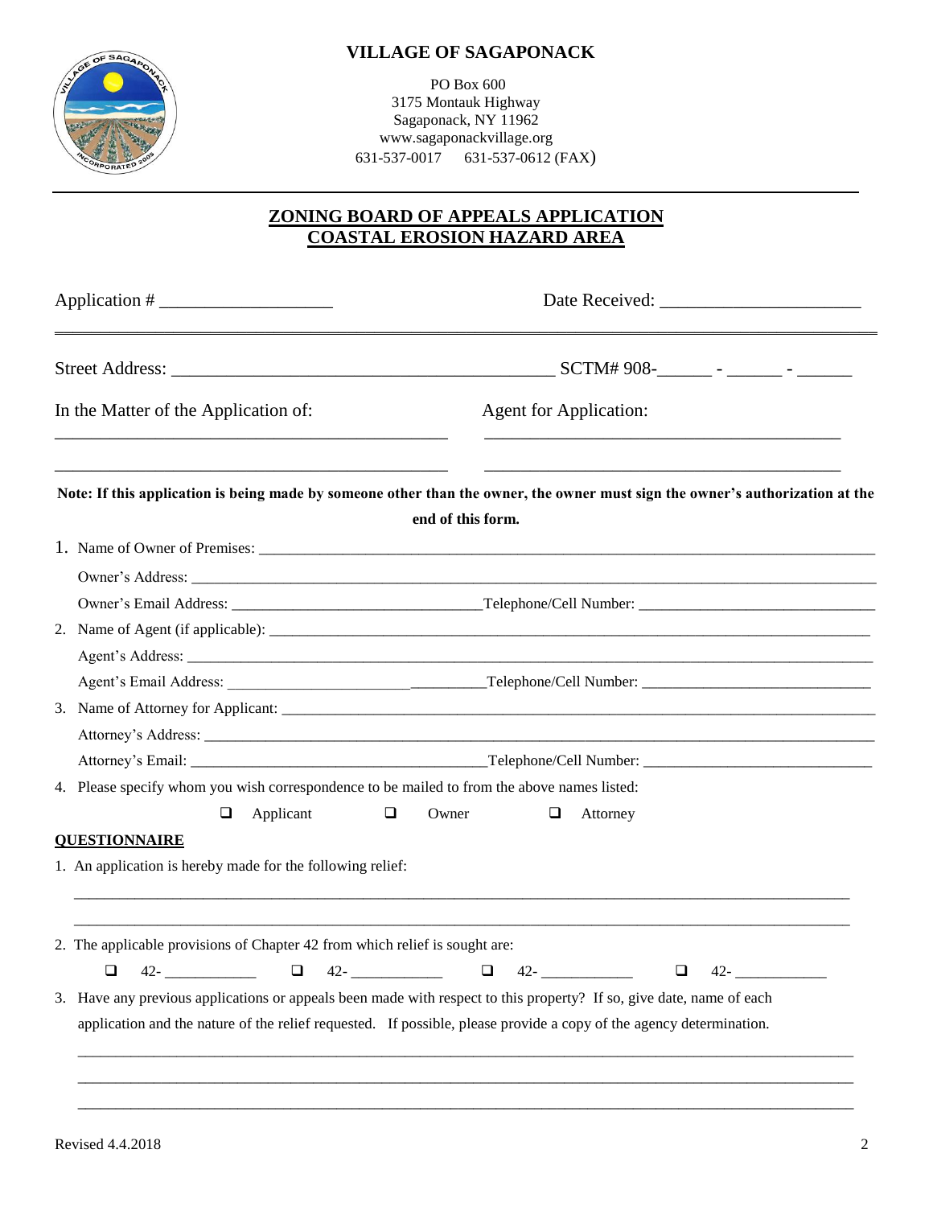# VILLAGE OF SAGAPONACK

PO Box 600
3175 Montauk Highway
Sagaponack, NY 11962
www.sagaponackvillage.org
631-537-0017 631-537-0612 (FAX)

## ZONING BOARD OF APPEALS APPLICATION
## COASTAL EROSION HAZARD AREA

Application # ___________________ Date Received: ______________________

Street Address: __________________________________________ SCTM# 908-______ - ______ - ______

In the Matter of the Application of: Agent for Application:

_____________________________________________ ________________________________________

_____________________________________________ ________________________________________

**Note: If this application is being made by someone other than the owner, the owner must sign the owner's authorization at the end of this form.**

1. Name of Owner of Premises: ______________________________________________________________________________
   Owner's Address: ______________________________________________________________________________________
   Owner's Email Address: _________________________________Telephone/Cell Number: ______________________________
2. Name of Agent (if applicable): ____________________________________________________________________________
   Agent's Address: _______________________________________________________________________________________
   Agent's Email Address: _________________________________Telephone/Cell Number: ______________________________
3. Name of Attorney for Applicant: ___________________________________________________________________________
   Attorney's Address: _____________________________________________________________________________________
   Attorney's Email: ______________________________________Telephone/Cell Number: ______________________________
4. Please specify whom you wish correspondence to be mailed to from the above names listed:

   ❑ Applicant ❑ Owner ❑ Attorney

**QUESTIONNAIRE**

1. An application is hereby made for the following relief:

   _____________________________________________________________________________________________________

   _____________________________________________________________________________________________________

2. The applicable provisions of Chapter 42 from which relief is sought are:

   ❑ 42- ____________ ❑ 42- ____________ ❑ 42- ____________ ❑ 42- ____________

3. Have any previous applications or appeals been made with respect to this property? If so, give date, name of each application and the nature of the relief requested. If possible, please provide a copy of the agency determination.

   _____________________________________________________________________________________________________

   _____________________________________________________________________________________________________

   _____________________________________________________________________________________________________

Revised 4.4.2018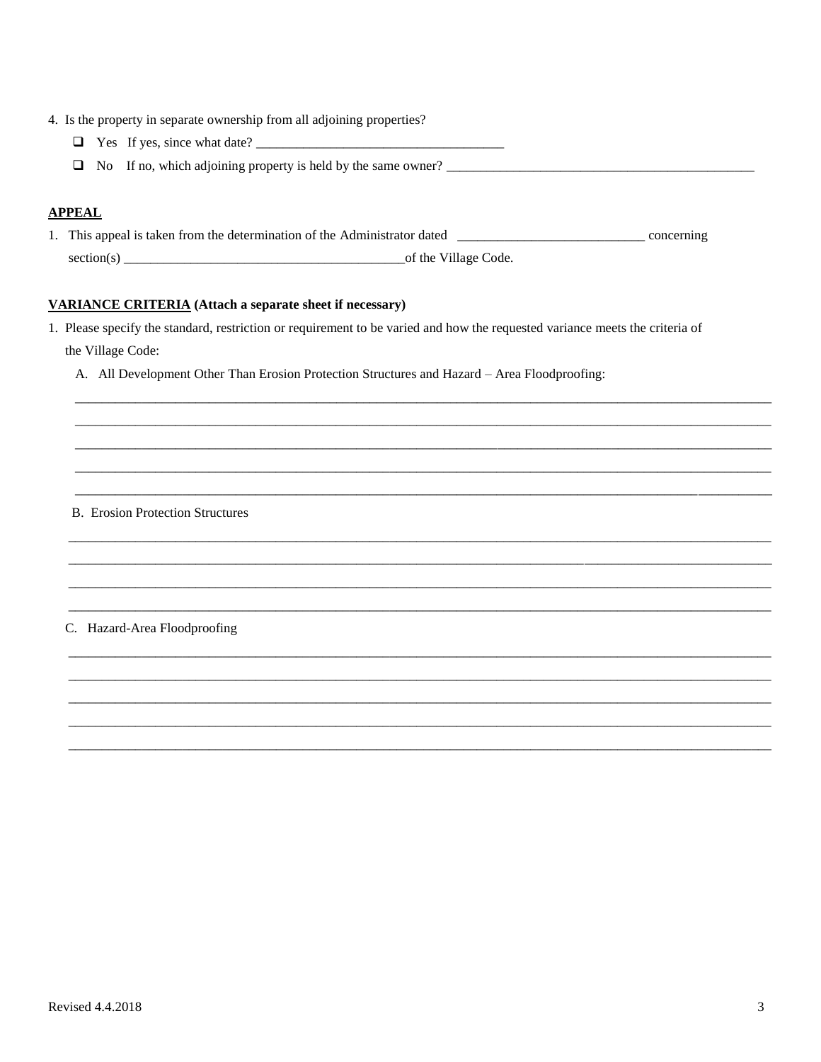4. Is the property in separate ownership from all adjoining properties?
   - ❑ Yes If yes, since what date? ____________________________________
   - ❑ No If no, which adjoining property is held by the same owner? _______________________________________________

**APPEAL**

1. This appeal is taken from the determination of the Administrator dated ____________________________ concerning section(s) _________________________________________of the Village Code.

**VARIANCE CRITERIA (Attach a separate sheet if necessary)**

1. Please specify the standard, restriction or requirement to be varied and how the requested variance meets the criteria of the Village Code:

   A. All Development Other Than Erosion Protection Structures and Hazard – Area Floodproofing:

   ______________________________________________________________________________________________

   ______________________________________________________________________________________________

   ______________________________________________________________________________________________

   ______________________________________________________________________________________________

   ______________________________________________________________________________________________

   B. Erosion Protection Structures

   ______________________________________________________________________________________________

   ______________________________________________________________________________________________

   ______________________________________________________________________________________________

   ______________________________________________________________________________________________

   C. Hazard-Area Floodproofing

   ______________________________________________________________________________________________

   ______________________________________________________________________________________________

   ______________________________________________________________________________________________

   ______________________________________________________________________________________________

   ______________________________________________________________________________________________

Revised 4.4.2018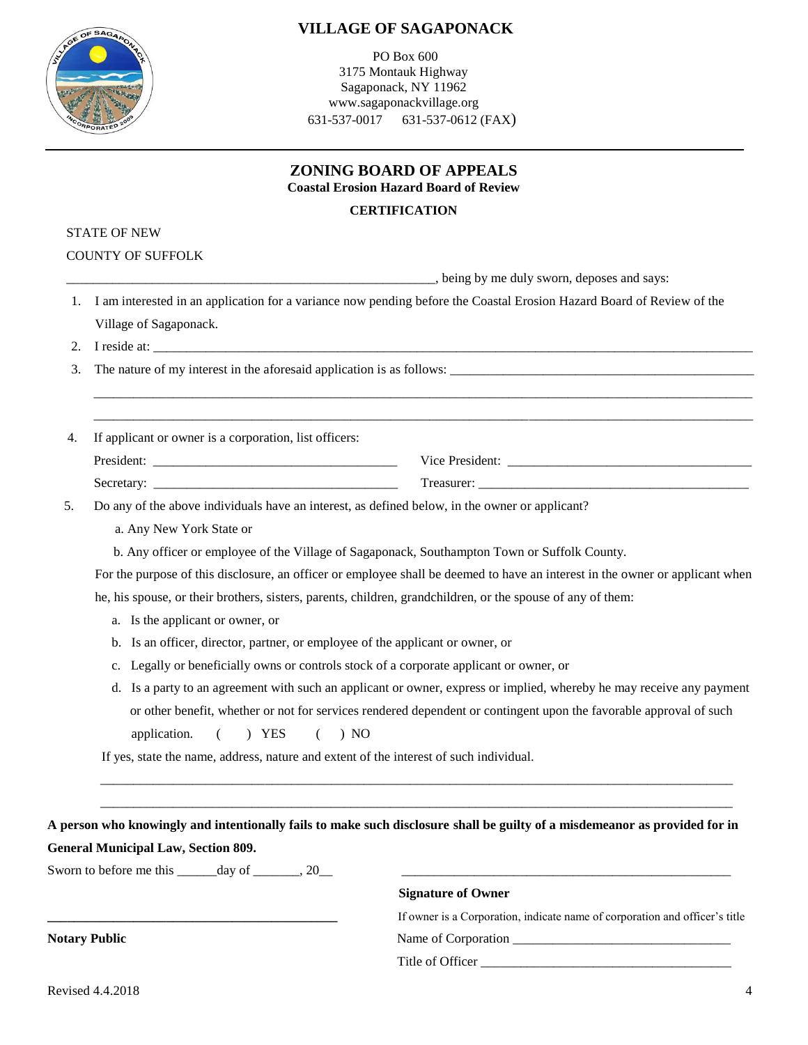# VILLAGE OF SAGAPONACK

PO Box 600
3175 Montauk Highway
Sagaponack, NY 11962
www.sagaponackvillage.org
631-537-0017 631-537-0612 (FAX)

## ZONING BOARD OF APPEALS

### Coastal Erosion Hazard Board of Review

### CERTIFICATION

STATE OF NEW

COUNTY OF SUFFOLK

_________________________________________________________, being by me duly sworn, deposes and says:

1. I am interested in an application for a variance now pending before the Coastal Erosion Hazard Board of Review of the Village of Sagaponack.
2. I reside at: ______________________________________________________________________________________
3. The nature of my interest in the aforesaid application is as follows: _______________________________________________

   ______________________________________________________________________________________________________

   ______________________________________________________________________________________________________

4. If applicant or owner is a corporation, list officers:

   President: ____________________________________ Vice President: ____________________________________

   Secretary: ____________________________________ Treasurer: _________________________________________

5. Do any of the above individuals have an interest, as defined below, in the owner or applicant?

   a. Any New York State or

   b. Any officer or employee of the Village of Sagaponack, Southampton Town or Suffolk County.

   For the purpose of this disclosure, an officer or employee shall be deemed to have an interest in the owner or applicant when he, his spouse, or their brothers, sisters, parents, children, grandchildren, or the spouse of any of them:

   a. Is the applicant or owner, or
   b. Is an officer, director, partner, or employee of the applicant or owner, or
   c. Legally or beneficially owns or controls stock of a corporate applicant or owner, or
   d. Is a party to an agreement with such an applicant or owner, express or implied, whereby he may receive any payment or other benefit, whether or not for services rendered dependent or contingent upon the favorable approval of such application. ( ) YES ( ) NO

   If yes, state the name, address, nature and extent of the interest of such individual.

   ______________________________________________________________________________________________________

   ______________________________________________________________________________________________________

**A person who knowingly and intentionally fails to make such disclosure shall be guilty of a misdemeanor as provided for in General Municipal Law, Section 809.**

Sworn to before me this ______day of _______, 20__

_____________________________________________________

**Signature of Owner**

_____________________________________________

**Notary Public**

If owner is a Corporation, indicate name of corporation and officer's title

Name of Corporation _________________________________

Title of Officer ______________________________________

Revised 4.4.2018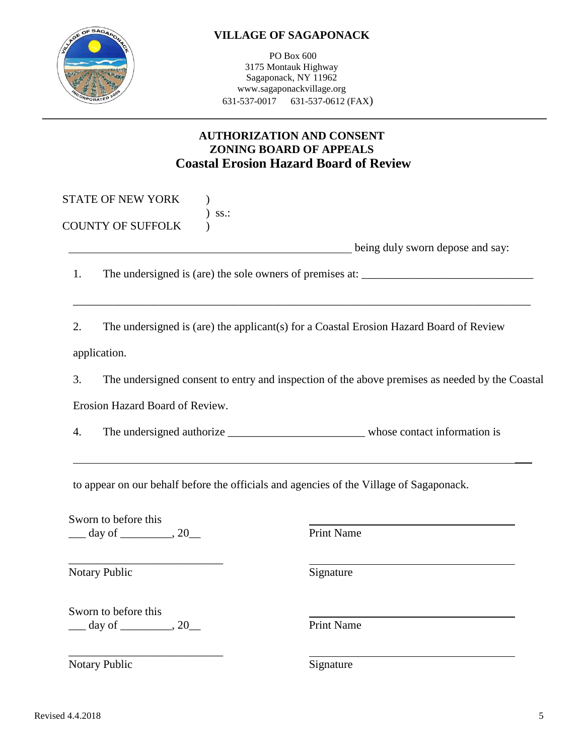**VILLAGE OF SAGAPONACK**

PO Box 600
3175 Montauk Highway
Sagaponack, NY 11962
www.sagaponackvillage.org
631-537-0017 631-537-0612 (FAX)

---

## AUTHORIZATION AND CONSENT
## ZONING BOARD OF APPEALS
## Coastal Erosion Hazard Board of Review

STATE OF NEW YORK )
) ss.:
COUNTY OF SUFFOLK )

__________________________________________________ being duly sworn depose and say:

1. The undersigned is (are) the sole owners of premises at: ______________________________

_________________________________________________________________________________

2. The undersigned is (are) the applicant(s) for a Coastal Erosion Hazard Board of Review application.

3. The undersigned consent to entry and inspection of the above premises as needed by the Coastal Erosion Hazard Board of Review.

4. The undersigned authorize ________________________ whose contact information is

_________________________________________________________________________________

to appear on our behalf before the officials and agencies of the Village of Sagaponack.

Sworn to before this
___ day of _________, 20__

___________________________
Notary Public

___________________________
Print Name

___________________________
Signature

Sworn to before this
___ day of _________, 20__

___________________________
Notary Public

___________________________
Print Name

___________________________
Signature

Revised 4.4.2018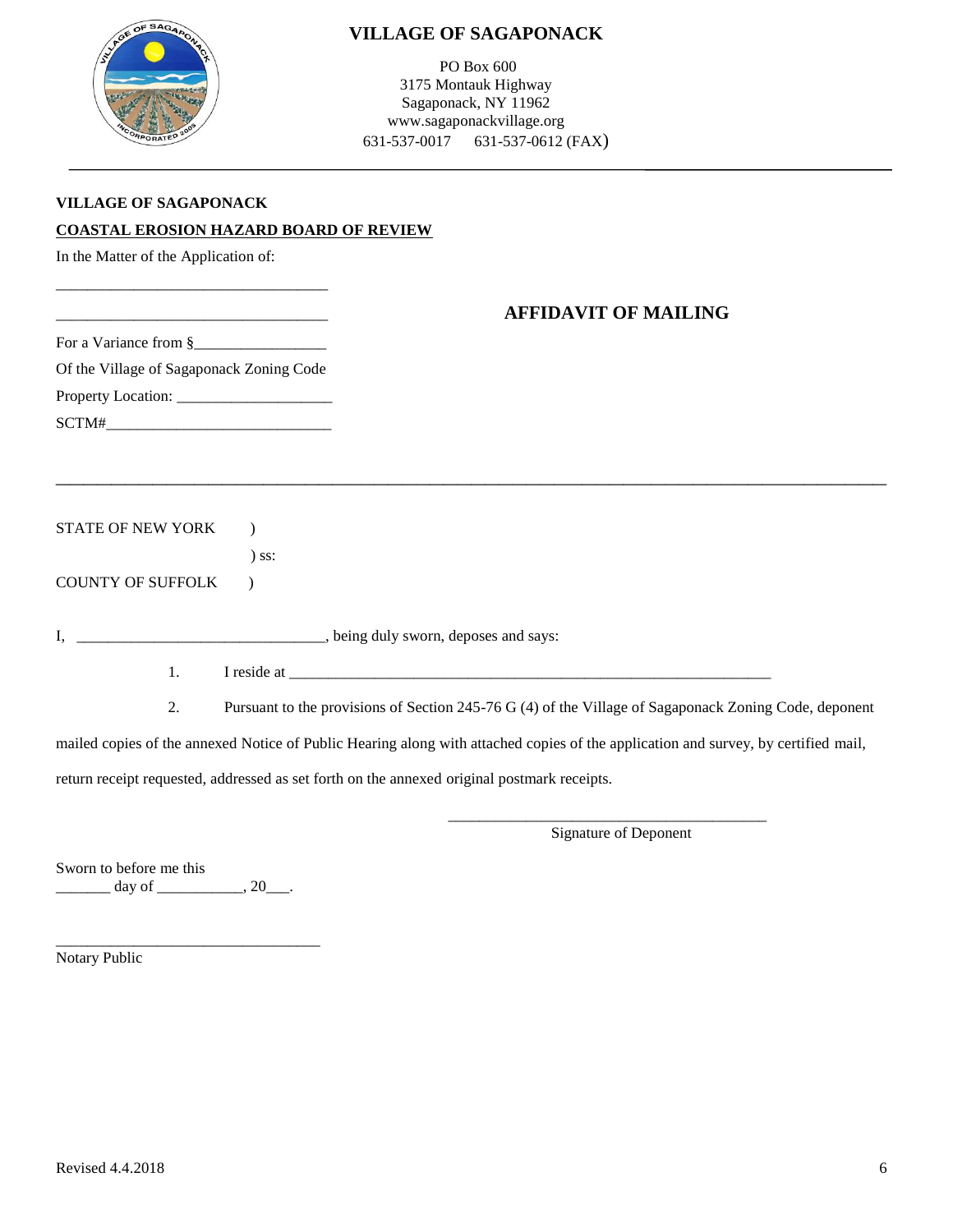# VILLAGE OF SAGAPONACK

PO Box 600
3175 Montauk Highway
Sagaponack, NY 11962
www.sagaponackvillage.org
631-537-0017 631-537-0612 (FAX)

---

**VILLAGE OF SAGAPONACK**

**COASTAL EROSION HAZARD BOARD OF REVIEW**

In the Matter of the Application of:

__________________________________

__________________________________

## AFFIDAVIT OF MAILING

For a Variance from §________________

Of the Village of Sagaponack Zoning Code

Property Location: ___________________

SCTM#____________________________

---

STATE OF NEW YORK )
) ss:
COUNTY OF SUFFOLK )

I, _______________________________, being duly sworn, deposes and says:

1. I reside at _____________________________________________________________

2. Pursuant to the provisions of Section 245-76 G (4) of the Village of Sagaponack Zoning Code, deponent mailed copies of the annexed Notice of Public Hearing along with attached copies of the application and survey, by certified mail, return receipt requested, addressed as set forth on the annexed original postmark receipts.

________________________________________
Signature of Deponent

Sworn to before me this
_______ day of ___________, 20___.

_________________________________
Notary Public

Revised 4.4.2018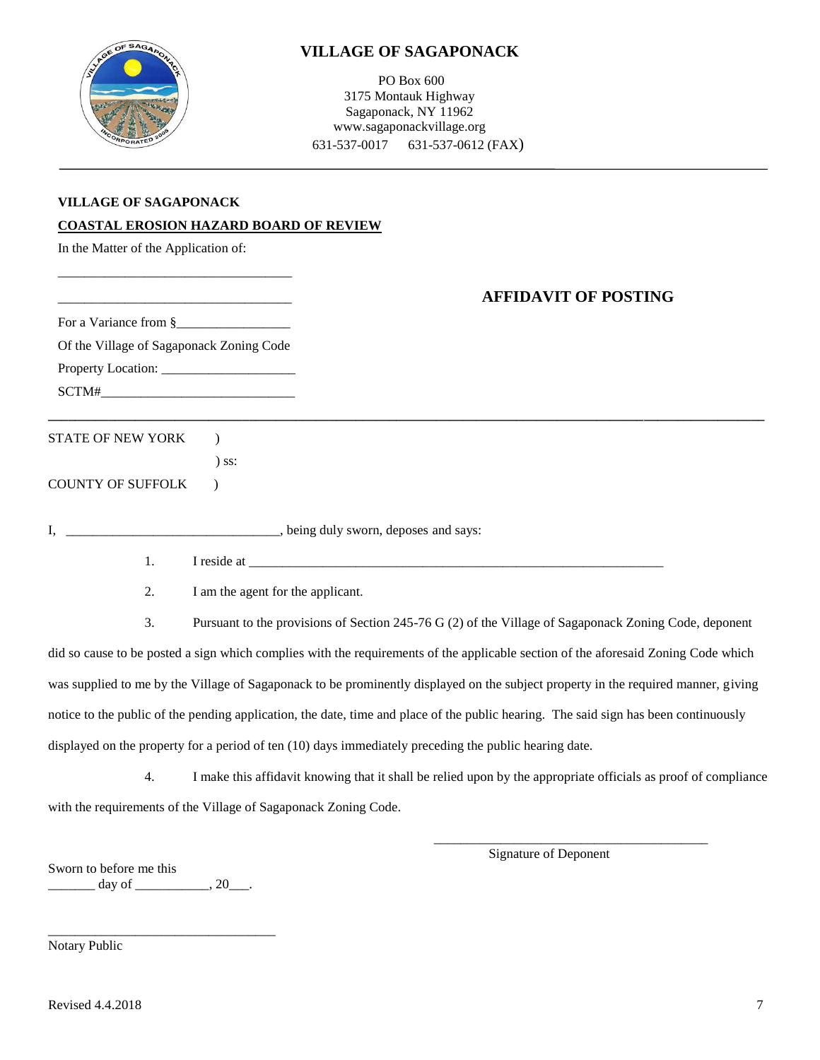# VILLAGE OF SAGAPONACK

PO Box 600
3175 Montauk Highway
Sagaponack, NY 11962
www.sagaponackvillage.org
631-537-0017 631-537-0612 (FAX)

---

**VILLAGE OF SAGAPONACK**

**COASTAL EROSION HAZARD BOARD OF REVIEW**

In the Matter of the Application of:

___________________________________

___________________________________

For a Variance from §________________

Of the Village of Sagaponack Zoning Code

Property Location: ___________________

SCTM#_____________________________

**AFFIDAVIT OF POSTING**

---

STATE OF NEW YORK )
) ss:
COUNTY OF SUFFOLK )

I, ________________________________, being duly sworn, deposes and says:

1. I reside at ____________________________________________________________

2. I am the agent for the applicant.

3. Pursuant to the provisions of Section 245-76 G (2) of the Village of Sagaponack Zoning Code, deponent did so cause to be posted a sign which complies with the requirements of the applicable section of the aforesaid Zoning Code which was supplied to me by the Village of Sagaponack to be prominently displayed on the subject property in the required manner, giving notice to the public of the pending application, the date, time and place of the public hearing. The said sign has been continuously displayed on the property for a period of ten (10) days immediately preceding the public hearing date.

4. I make this affidavit knowing that it shall be relied upon by the appropriate officials as proof of compliance with the requirements of the Village of Sagaponack Zoning Code.

_________________________________________
Signature of Deponent

Sworn to before me this
_______ day of ___________, 20___.

___________________________________
Notary Public

Revised 4.4.2018